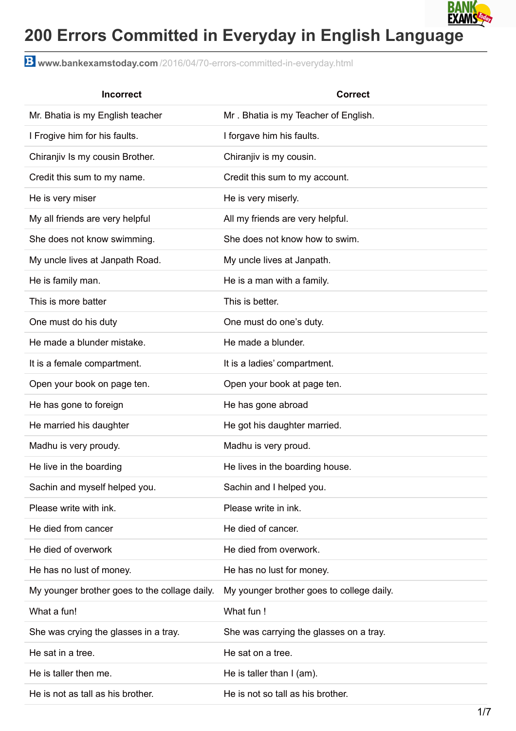# 200 Errors Committed in Everyday in English Language

www.bankexamstoday.com/2016/04/70-errors-committed-in-everyday.html

| Incorrect | Correct |
|---|---|
| Mr. Bhatia is my English teacher | Mr . Bhatia is my Teacher of English. |
| I Frogive him for his faults. | I forgave him his faults. |
| Chiranjiv Is my cousin Brother. | Chiranjiv is my cousin. |
| Credit this sum to my name. | Credit this sum to my account. |
| He is very miser | He is very miserly. |
| My all friends are very helpful | All my friends are very helpful. |
| She does not know swimming. | She does not know how to swim. |
| My uncle lives at Janpath Road. | My uncle lives at Janpath. |
| He is family man. | He is a man with a family. |
| This is more batter | This is better. |
| One must do his duty | One must do one's duty. |
| He made a blunder mistake. | He made a blunder. |
| It is a female compartment. | It is a ladies' compartment. |
| Open your book on page ten. | Open your book at page ten. |
| He has gone to foreign | He has gone abroad |
| He married his daughter | He got his daughter married. |
| Madhu is very proudy. | Madhu is very proud. |
| He live in the boarding | He lives in the boarding house. |
| Sachin and myself helped you. | Sachin and I helped you. |
| Please write with ink. | Please write in ink. |
| He died from cancer | He died of cancer. |
| He died of overwork | He died from overwork. |
| He has no lust of money. | He has no lust for money. |
| My younger brother goes to the collage daily. | My younger brother goes to college daily. |
| What a fun! | What fun ! |
| She was crying the glasses in a tray. | She was carrying the glasses on a tray. |
| He sat in a tree. | He sat on a tree. |
| He is taller then me. | He is taller than I (am). |
| He is not as tall as his brother. | He is not so tall as his brother. |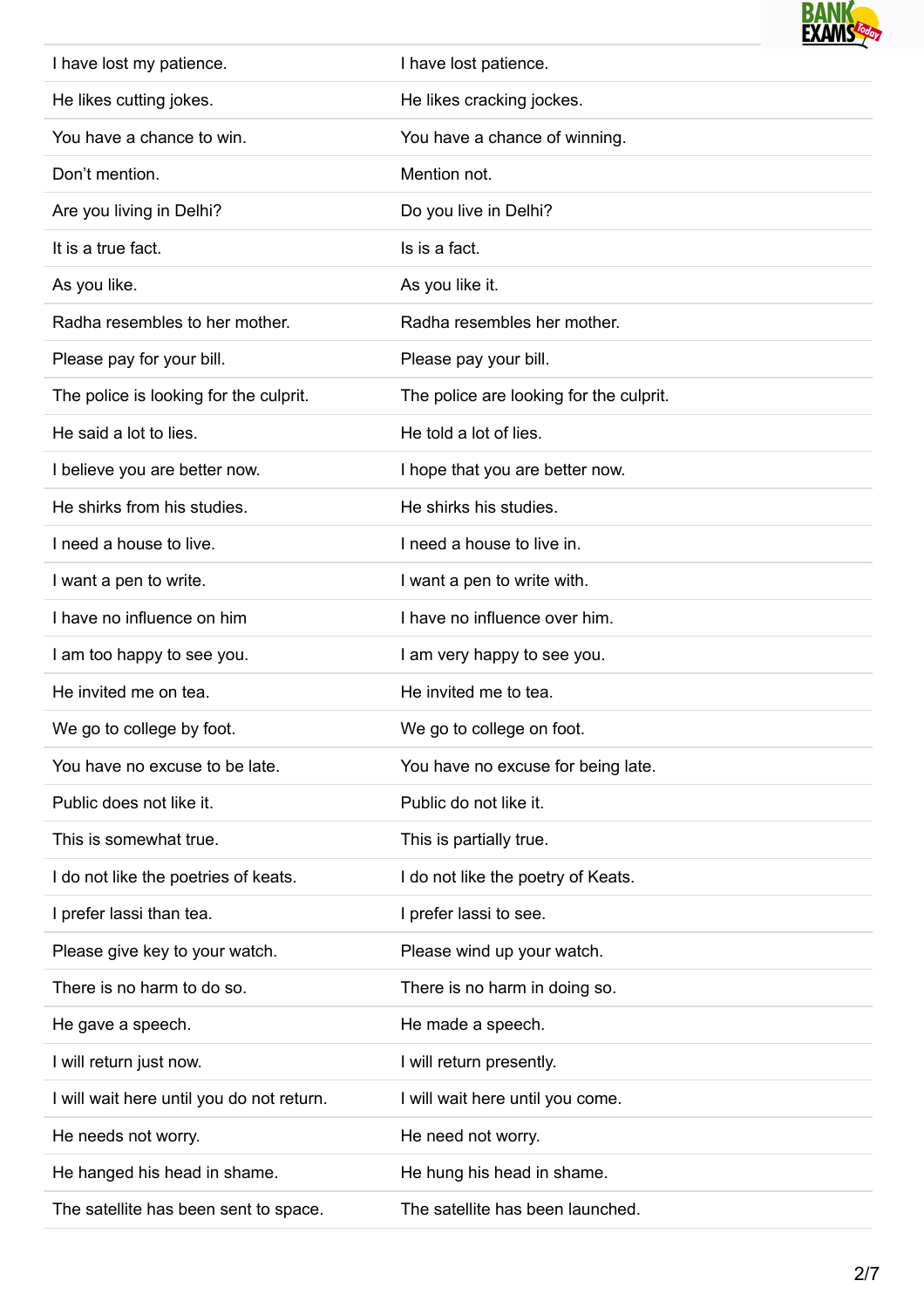| | |
|---|---|
| I have lost my patience. | I have lost patience. |
| He likes cutting jokes. | He likes cracking jockes. |
| You have a chance to win. | You have a chance of winning. |
| Don't mention. | Mention not. |
| Are you living in Delhi? | Do you live in Delhi? |
| It is a true fact. | Is is a fact. |
| As you like. | As you like it. |
| Radha resembles to her mother. | Radha resembles her mother. |
| Please pay for your bill. | Please pay your bill. |
| The police is looking for the culprit. | The police are looking for the culprit. |
| He said a lot to lies. | He told a lot of lies. |
| I believe you are better now. | I hope that you are better now. |
| He shirks from his studies. | He shirks his studies. |
| I need a house to live. | I need a house to live in. |
| I want a pen to write. | I want a pen to write with. |
| I have no influence on him | I have no influence over him. |
| I am too happy to see you. | I am very happy to see you. |
| He invited me on tea. | He invited me to tea. |
| We go to college by foot. | We go to college on foot. |
| You have no excuse to be late. | You have no excuse for being late. |
| Public does not like it. | Public do not like it. |
| This is somewhat true. | This is partially true. |
| I do not like the poetries of keats. | I do not like the poetry of Keats. |
| I prefer lassi than tea. | I prefer lassi to see. |
| Please give key to your watch. | Please wind up your watch. |
| There is no harm to do so. | There is no harm in doing so. |
| He gave a speech. | He made a speech. |
| I will return just now. | I will return presently. |
| I will wait here until you do not return. | I will wait here until you come. |
| He needs not worry. | He need not worry. |
| He hanged his head in shame. | He hung his head in shame. |
| The satellite has been sent to space. | The satellite has been launched. |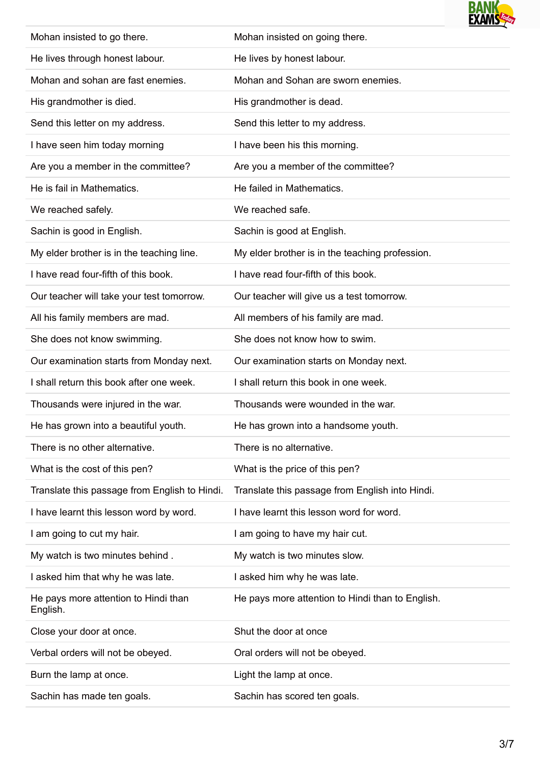| | |
|---|---|
| Mohan insisted to go there. | Mohan insisted on going there. |
| He lives through honest labour. | He lives by honest labour. |
| Mohan and sohan are fast enemies. | Mohan and Sohan are sworn enemies. |
| His grandmother is died. | His grandmother is dead. |
| Send this letter on my address. | Send this letter to my address. |
| I have seen him today morning | I have been his this morning. |
| Are you a member in the committee? | Are you a member of the committee? |
| He is fail in Mathematics. | He failed in Mathematics. |
| We reached safely. | We reached safe. |
| Sachin is good in English. | Sachin is good at English. |
| My elder brother is in the teaching line. | My elder brother is in the teaching profession. |
| I have read four-fifth of this book. | I have read four-fifth of this book. |
| Our teacher will take your test tomorrow. | Our teacher will give us a test tomorrow. |
| All his family members are mad. | All members of his family are mad. |
| She does not know swimming. | She does not know how to swim. |
| Our examination starts from Monday next. | Our examination starts on Monday next. |
| I shall return this book after one week. | I shall return this book in one week. |
| Thousands were injured in the war. | Thousands were wounded in the war. |
| He has grown into a beautiful youth. | He has grown into a handsome youth. |
| There is no other alternative. | There is no alternative. |
| What is the cost of this pen? | What is the price of this pen? |
| Translate this passage from English to Hindi. | Translate this passage from English into Hindi. |
| I have learnt this lesson word by word. | I have learnt this lesson word for word. |
| I am going to cut my hair. | I am going to have my hair cut. |
| My watch is two minutes behind . | My watch is two minutes slow. |
| I asked him that why he was late. | I asked him why he was late. |
| He pays more attention to Hindi than English. | He pays more attention to Hindi than to English. |
| Close your door at once. | Shut the door at once |
| Verbal orders will not be obeyed. | Oral orders will not be obeyed. |
| Burn the lamp at once. | Light the lamp at once. |
| Sachin has made ten goals. | Sachin has scored ten goals. |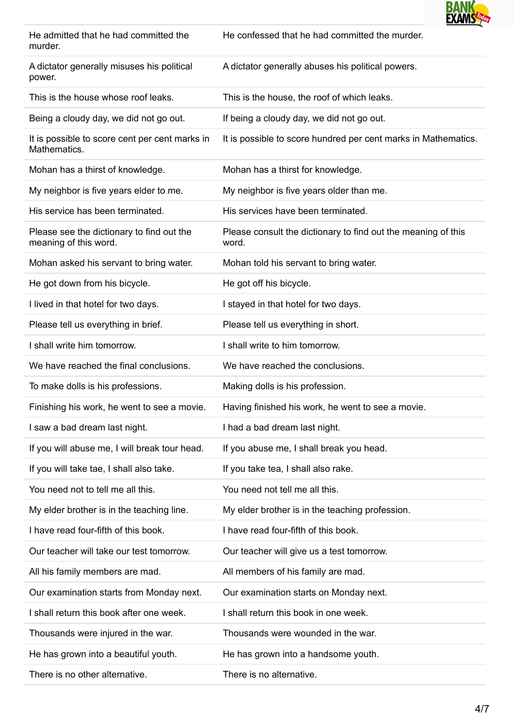| | |
|---|---|
| He admitted that he had committed the murder. | He confessed that he had committed the murder. |
| A dictator generally misuses his political power. | A dictator generally abuses his political powers. |
| This is the house whose roof leaks. | This is the house, the roof of which leaks. |
| Being a cloudy day, we did not go out. | If being a cloudy day, we did not go out. |
| It is possible to score cent per cent marks in Mathematics. | It is possible to score hundred per cent marks in Mathematics. |
| Mohan has a thirst of knowledge. | Mohan has a thirst for knowledge. |
| My neighbor is five years elder to me. | My neighbor is five years older than me. |
| His service has been terminated. | His services have been terminated. |
| Please see the dictionary to find out the meaning of this word. | Please consult the dictionary to find out the meaning of this word. |
| Mohan asked his servant to bring water. | Mohan told his servant to bring water. |
| He got down from his bicycle. | He got off his bicycle. |
| I lived in that hotel for two days. | I stayed in that hotel for two days. |
| Please tell us everything in brief. | Please tell us everything in short. |
| I shall write him tomorrow. | I shall write to him tomorrow. |
| We have reached the final conclusions. | We have reached the conclusions. |
| To make dolls is his professions. | Making dolls is his profession. |
| Finishing his work, he went to see a movie. | Having finished his work, he went to see a movie. |
| I saw a bad dream last night. | I had a bad dream last night. |
| If you will abuse me, I will break tour head. | If you abuse me, I shall break you head. |
| If you will take tae, I shall also take. | If you take tea, I shall also rake. |
| You need not to tell me all this. | You need not tell me all this. |
| My elder brother is in the teaching line. | My elder brother is in the teaching profession. |
| I have read four-fifth of this book. | I have read four-fifth of this book. |
| Our teacher will take our test tomorrow. | Our teacher will give us a test tomorrow. |
| All his family members are mad. | All members of his family are mad. |
| Our examination starts from Monday next. | Our examination starts on Monday next. |
| I shall return this book after one week. | I shall return this book in one week. |
| Thousands were injured in the war. | Thousands were wounded in the war. |
| He has grown into a beautiful youth. | He has grown into a handsome youth. |
| There is no other alternative. | There is no alternative. |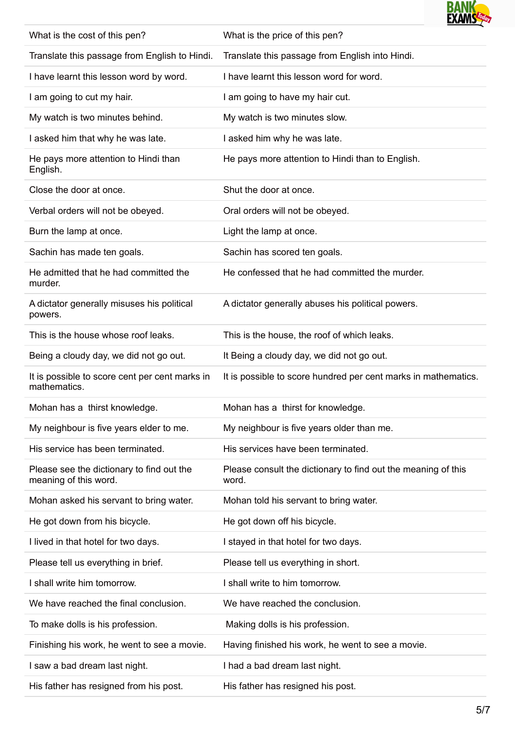| | |
|---|---|
| What is the cost of this pen? | What is the price of this pen? |
| Translate this passage from English to Hindi. | Translate this passage from English into Hindi. |
| I have learnt this lesson word by word. | I have learnt this lesson word for word. |
| I am going to cut my hair. | I am going to have my hair cut. |
| My watch is two minutes behind. | My watch is two minutes slow. |
| I asked him that why he was late. | I asked him why he was late. |
| He pays more attention to Hindi than English. | He pays more attention to Hindi than to English. |
| Close the door at once. | Shut the door at once. |
| Verbal orders will not be obeyed. | Oral orders will not be obeyed. |
| Burn the lamp at once. | Light the lamp at once. |
| Sachin has made ten goals. | Sachin has scored ten goals. |
| He admitted that he had committed the murder. | He confessed that he had committed the murder. |
| A dictator generally misuses his political powers. | A dictator generally abuses his political powers. |
| This is the house whose roof leaks. | This is the house, the roof of which leaks. |
| Being a cloudy day, we did not go out. | It Being a cloudy day, we did not go out. |
| It is possible to score cent per cent marks in mathematics. | It is possible to score hundred per cent marks in mathematics. |
| Mohan has a thirst knowledge. | Mohan has a thirst for knowledge. |
| My neighbour is five years elder to me. | My neighbour is five years older than me. |
| His service has been terminated. | His services have been terminated. |
| Please see the dictionary to find out the meaning of this word. | Please consult the dictionary to find out the meaning of this word. |
| Mohan asked his servant to bring water. | Mohan told his servant to bring water. |
| He got down from his bicycle. | He got down off his bicycle. |
| I lived in that hotel for two days. | I stayed in that hotel for two days. |
| Please tell us everything in brief. | Please tell us everything in short. |
| I shall write him tomorrow. | I shall write to him tomorrow. |
| We have reached the final conclusion. | We have reached the conclusion. |
| To make dolls is his profession. | Making dolls is his profession. |
| Finishing his work, he went to see a movie. | Having finished his work, he went to see a movie. |
| I saw a bad dream last night. | I had a bad dream last night. |
| His father has resigned from his post. | His father has resigned his post. |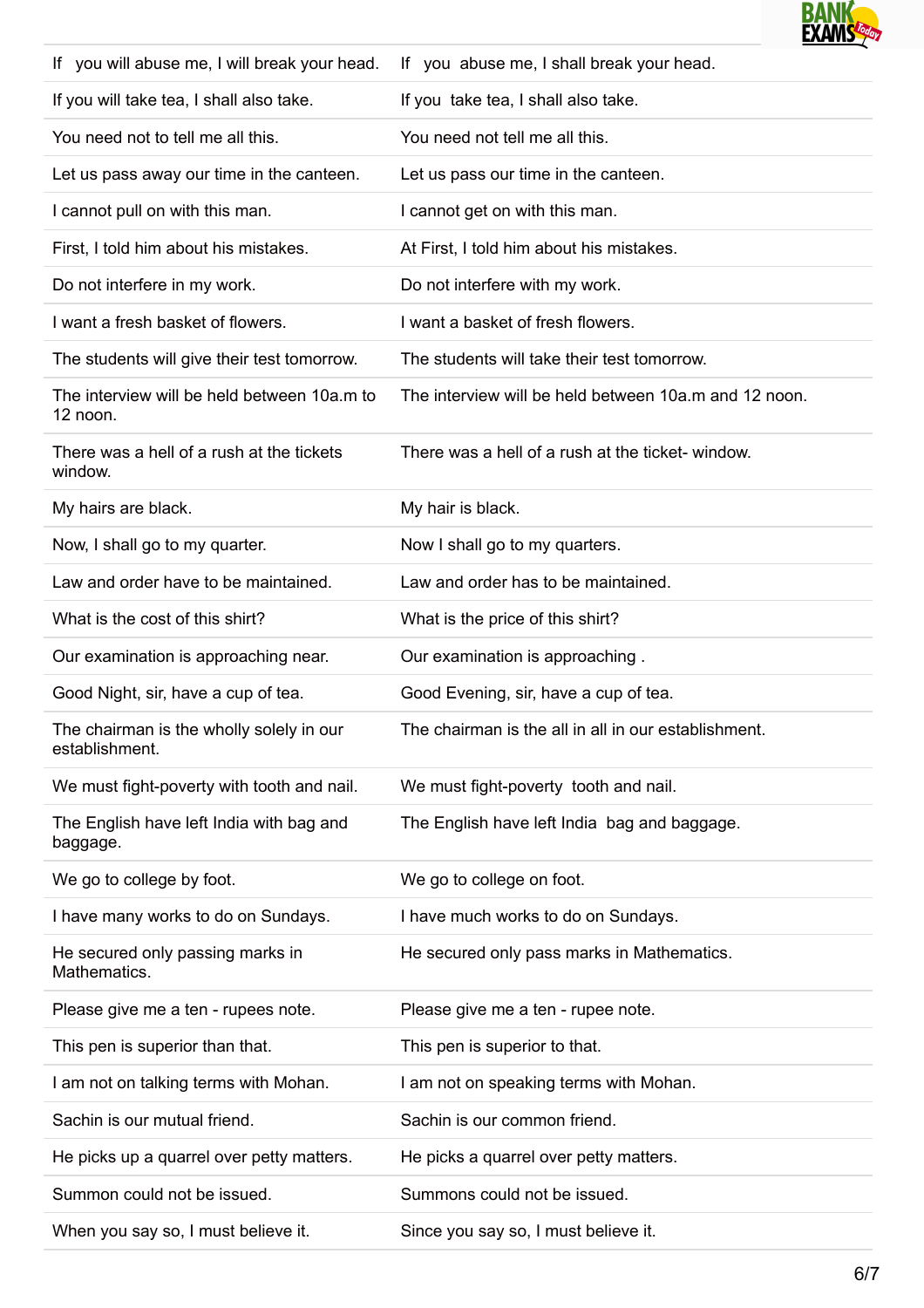| | |
|---|---|
| If you will abuse me, I will break your head. | If you abuse me, I shall break your head. |
| If you will take tea, I shall also take. | If you take tea, I shall also take. |
| You need not to tell me all this. | You need not tell me all this. |
| Let us pass away our time in the canteen. | Let us pass our time in the canteen. |
| I cannot pull on with this man. | I cannot get on with this man. |
| First, I told him about his mistakes. | At First, I told him about his mistakes. |
| Do not interfere in my work. | Do not interfere with my work. |
| I want a fresh basket of flowers. | I want a basket of fresh flowers. |
| The students will give their test tomorrow. | The students will take their test tomorrow. |
| The interview will be held between 10a.m to 12 noon. | The interview will be held between 10a.m and 12 noon. |
| There was a hell of a rush at the tickets window. | There was a hell of a rush at the ticket- window. |
| My hairs are black. | My hair is black. |
| Now, I shall go to my quarter. | Now I shall go to my quarters. |
| Law and order have to be maintained. | Law and order has to be maintained. |
| What is the cost of this shirt? | What is the price of this shirt? |
| Our examination is approaching near. | Our examination is approaching . |
| Good Night, sir, have a cup of tea. | Good Evening, sir, have a cup of tea. |
| The chairman is the wholly solely in our establishment. | The chairman is the all in all in our establishment. |
| We must fight-poverty with tooth and nail. | We must fight-poverty tooth and nail. |
| The English have left India with bag and baggage. | The English have left India bag and baggage. |
| We go to college by foot. | We go to college on foot. |
| I have many works to do on Sundays. | I have much works to do on Sundays. |
| He secured only passing marks in Mathematics. | He secured only pass marks in Mathematics. |
| Please give me a ten - rupees note. | Please give me a ten - rupee note. |
| This pen is superior than that. | This pen is superior to that. |
| I am not on talking terms with Mohan. | I am not on speaking terms with Mohan. |
| Sachin is our mutual friend. | Sachin is our common friend. |
| He picks up a quarrel over petty matters. | He picks a quarrel over petty matters. |
| Summon could not be issued. | Summons could not be issued. |
| When you say so, I must believe it. | Since you say so, I must believe it. |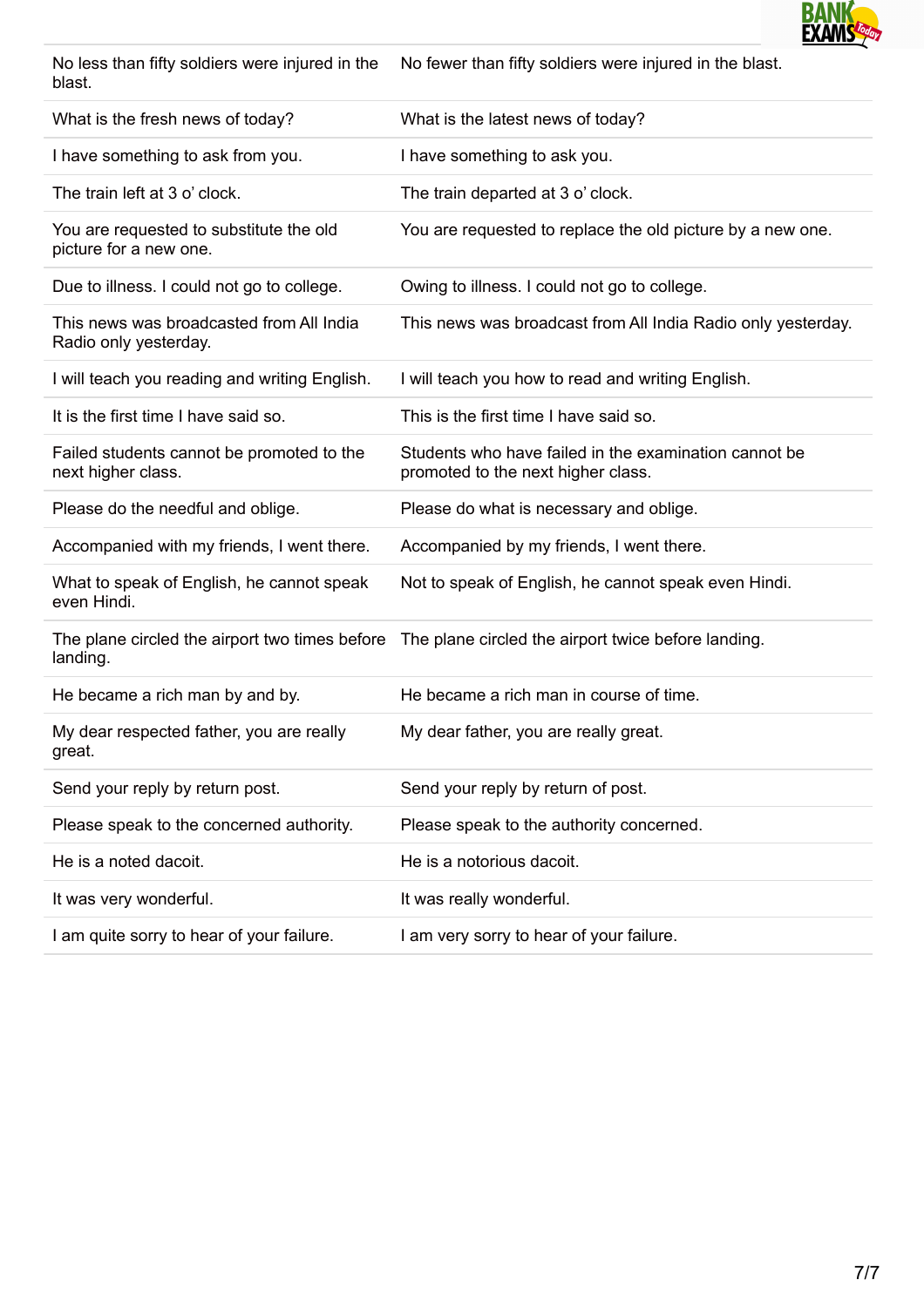| | |
|---|---|
| No less than fifty soldiers were injured in the blast. | No fewer than fifty soldiers were injured in the blast. |
| What is the fresh news of today? | What is the latest news of today? |
| I have something to ask from you. | I have something to ask you. |
| The train left at 3 o' clock. | The train departed at 3 o' clock. |
| You are requested to substitute the old picture for a new one. | You are requested to replace the old picture by a new one. |
| Due to illness. I could not go to college. | Owing to illness. I could not go to college. |
| This news was broadcasted from All India Radio only yesterday. | This news was broadcast from All India Radio only yesterday. |
| I will teach you reading and writing English. | I will teach you how to read and writing English. |
| It is the first time I have said so. | This is the first time I have said so. |
| Failed students cannot be promoted to the next higher class. | Students who have failed in the examination cannot be promoted to the next higher class. |
| Please do the needful and oblige. | Please do what is necessary and oblige. |
| Accompanied with my friends, I went there. | Accompanied by my friends, I went there. |
| What to speak of English, he cannot speak even Hindi. | Not to speak of English, he cannot speak even Hindi. |
| The plane circled the airport two times before landing. | The plane circled the airport twice before landing. |
| He became a rich man by and by. | He became a rich man in course of time. |
| My dear respected father, you are really great. | My dear father, you are really great. |
| Send your reply by return post. | Send your reply by return of post. |
| Please speak to the concerned authority. | Please speak to the authority concerned. |
| He is a noted dacoit. | He is a notorious dacoit. |
| It was very wonderful. | It was really wonderful. |
| I am quite sorry to hear of your failure. | I am very sorry to hear of your failure. |